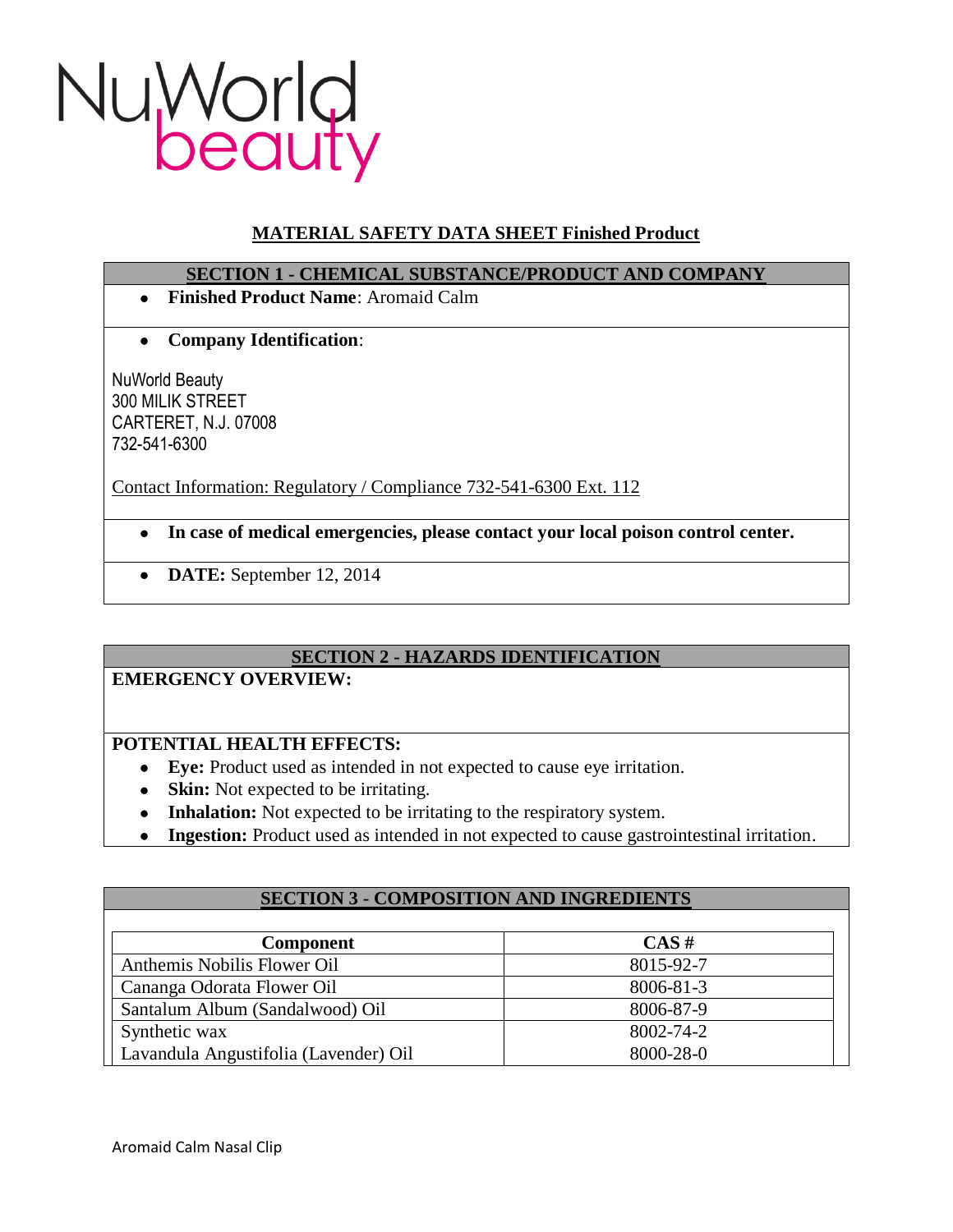NuWorld beauty

# MATERIAL SAFETY DATA SHEET Finished Product

## SECTION 1 - CHEMICAL SUBSTANCE/PRODUCT AND COMPANY

- **Finished Product Name**: Aromaid Calm

- **Company Identification**:

NuWorld Beauty
300 MILIK STREET
CARTERET, N.J. 07008
732-541-6300

Contact Information: Regulatory / Compliance 732-541-6300 Ext. 112

- **In case of medical emergencies, please contact your local poison control center.**

- **DATE:** September 12, 2014

## SECTION 2 - HAZARDS IDENTIFICATION

**EMERGENCY OVERVIEW:**

**POTENTIAL HEALTH EFFECTS:**

- **Eye:** Product used as intended in not expected to cause eye irritation.
- **Skin:** Not expected to be irritating.
- **Inhalation:** Not expected to be irritating to the respiratory system.
- **Ingestion:** Product used as intended in not expected to cause gastrointestinal irritation.

## SECTION 3 - COMPOSITION AND INGREDIENTS

| Component | CAS # |
|---|---|
| Anthemis Nobilis Flower Oil | 8015-92-7 |
| Cananga Odorata Flower Oil | 8006-81-3 |
| Santalum Album (Sandalwood) Oil | 8006-87-9 |
| Synthetic wax | 8002-74-2 |
| Lavandula Angustifolia (Lavender) Oil | 8000-28-0 |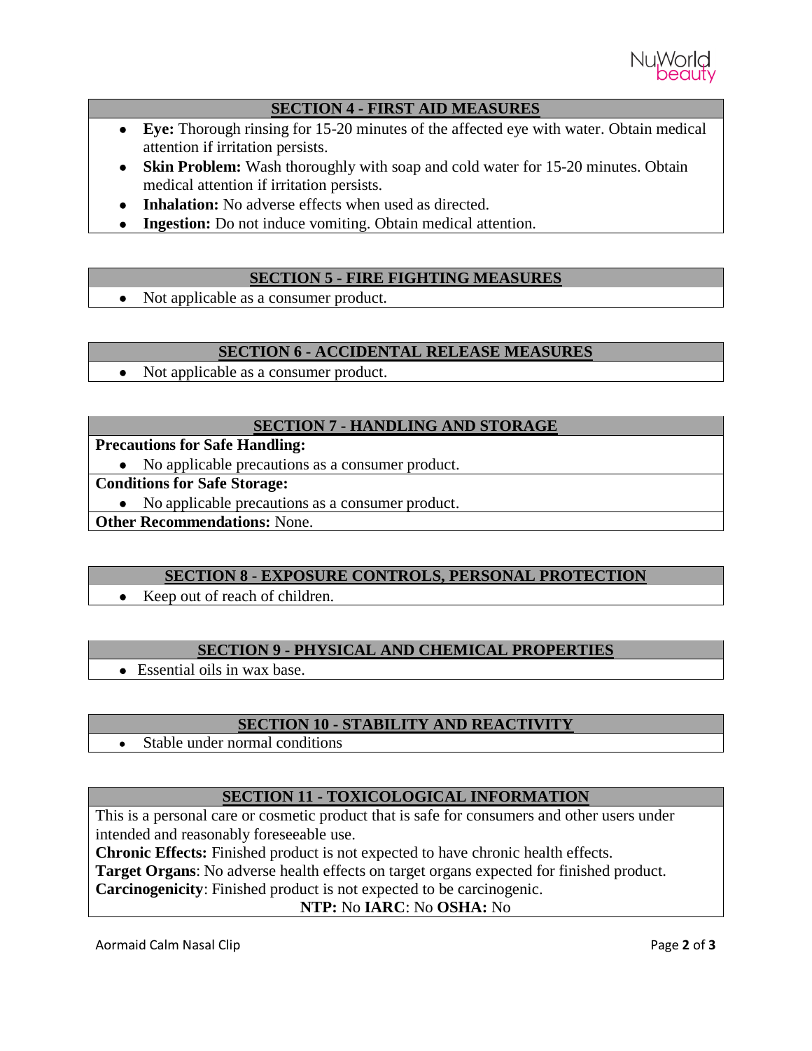## SECTION 4 - FIRST AID MEASURES

- **Eye:** Thorough rinsing for 15-20 minutes of the affected eye with water. Obtain medical attention if irritation persists.
- **Skin Problem:** Wash thoroughly with soap and cold water for 15-20 minutes. Obtain medical attention if irritation persists.
- **Inhalation:** No adverse effects when used as directed.
- **Ingestion:** Do not induce vomiting. Obtain medical attention.

## SECTION 5 - FIRE FIGHTING MEASURES

- Not applicable as a consumer product.

## SECTION 6 - ACCIDENTAL RELEASE MEASURES

- Not applicable as a consumer product.

## SECTION 7 - HANDLING AND STORAGE

**Precautions for Safe Handling:**

- No applicable precautions as a consumer product.

**Conditions for Safe Storage:**

- No applicable precautions as a consumer product.

**Other Recommendations:** None.

## SECTION 8 - EXPOSURE CONTROLS, PERSONAL PROTECTION

- Keep out of reach of children.

## SECTION 9 - PHYSICAL AND CHEMICAL PROPERTIES

- Essential oils in wax base.

## SECTION 10 - STABILITY AND REACTIVITY

- Stable under normal conditions

## SECTION 11 - TOXICOLOGICAL INFORMATION

This is a personal care or cosmetic product that is safe for consumers and other users under intended and reasonably foreseeable use.

**Chronic Effects:** Finished product is not expected to have chronic health effects.

**Target Organs**: No adverse health effects on target organs expected for finished product.

**Carcinogenicity**: Finished product is not expected to be carcinogenic.

**NTP:** No **IARC**: No **OSHA:** No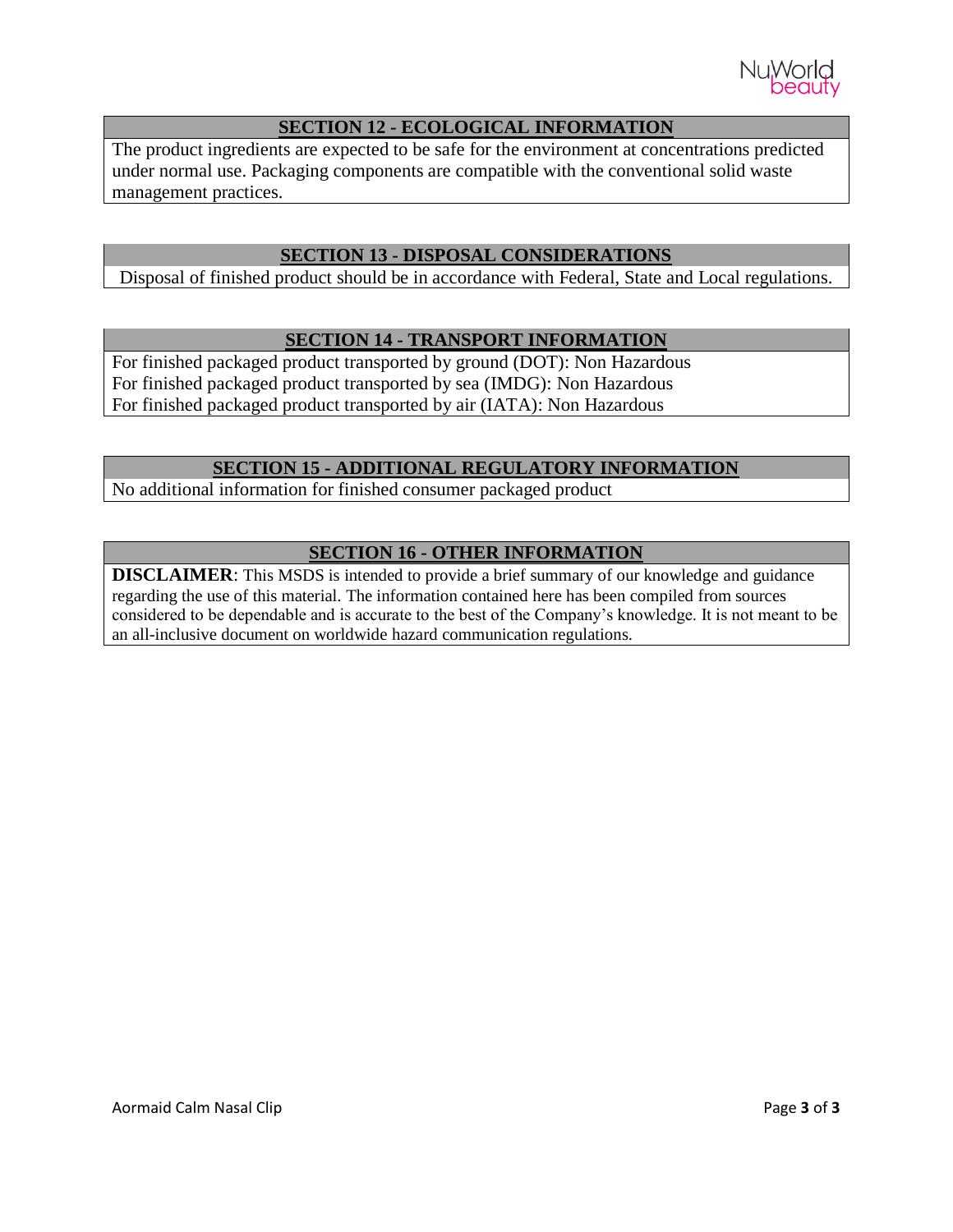## SECTION 12 - ECOLOGICAL INFORMATION

The product ingredients are expected to be safe for the environment at concentrations predicted under normal use. Packaging components are compatible with the conventional solid waste management practices.

## SECTION 13 - DISPOSAL CONSIDERATIONS

Disposal of finished product should be in accordance with Federal, State and Local regulations.

## SECTION 14 - TRANSPORT INFORMATION

For finished packaged product transported by ground (DOT): Non Hazardous
For finished packaged product transported by sea (IMDG): Non Hazardous
For finished packaged product transported by air (IATA): Non Hazardous

## SECTION 15 - ADDITIONAL REGULATORY INFORMATION

No additional information for finished consumer packaged product

## SECTION 16 - OTHER INFORMATION

**DISCLAIMER**: This MSDS is intended to provide a brief summary of our knowledge and guidance regarding the use of this material. The information contained here has been compiled from sources considered to be dependable and is accurate to the best of the Company's knowledge. It is not meant to be an all-inclusive document on worldwide hazard communication regulations.